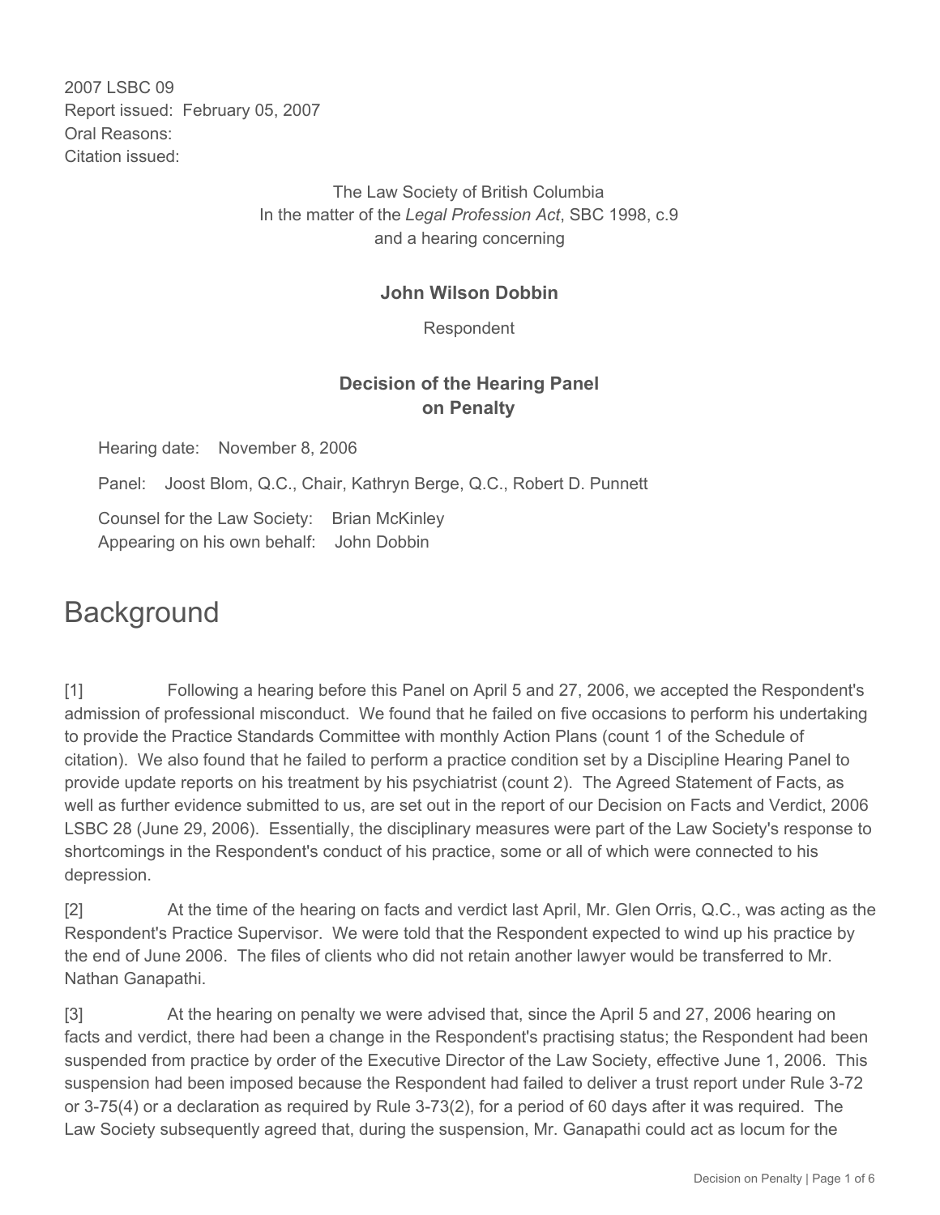2007 LSBC 09
Report issued: February 05, 2007
Oral Reasons:
Citation issued:

The Law Society of British Columbia
In the matter of the *Legal Profession Act*, SBC 1998, c.9
and a hearing concerning

**John Wilson Dobbin**

Respondent

**Decision of the Hearing Panel on Penalty**

Hearing date: November 8, 2006

Panel: Joost Blom, Q.C., Chair, Kathryn Berge, Q.C., Robert D. Punnett

Counsel for the Law Society: Brian McKinley
Appearing on his own behalf: John Dobbin

# Background

[1] Following a hearing before this Panel on April 5 and 27, 2006, we accepted the Respondent's admission of professional misconduct. We found that he failed on five occasions to perform his undertaking to provide the Practice Standards Committee with monthly Action Plans (count 1 of the Schedule of citation). We also found that he failed to perform a practice condition set by a Discipline Hearing Panel to provide update reports on his treatment by his psychiatrist (count 2). The Agreed Statement of Facts, as well as further evidence submitted to us, are set out in the report of our Decision on Facts and Verdict, 2006 LSBC 28 (June 29, 2006). Essentially, the disciplinary measures were part of the Law Society's response to shortcomings in the Respondent's conduct of his practice, some or all of which were connected to his depression.

[2] At the time of the hearing on facts and verdict last April, Mr. Glen Orris, Q.C., was acting as the Respondent's Practice Supervisor. We were told that the Respondent expected to wind up his practice by the end of June 2006. The files of clients who did not retain another lawyer would be transferred to Mr. Nathan Ganapathi.

[3] At the hearing on penalty we were advised that, since the April 5 and 27, 2006 hearing on facts and verdict, there had been a change in the Respondent's practising status; the Respondent had been suspended from practice by order of the Executive Director of the Law Society, effective June 1, 2006. This suspension had been imposed because the Respondent had failed to deliver a trust report under Rule 3-72 or 3-75(4) or a declaration as required by Rule 3-73(2), for a period of 60 days after it was required. The Law Society subsequently agreed that, during the suspension, Mr. Ganapathi could act as locum for the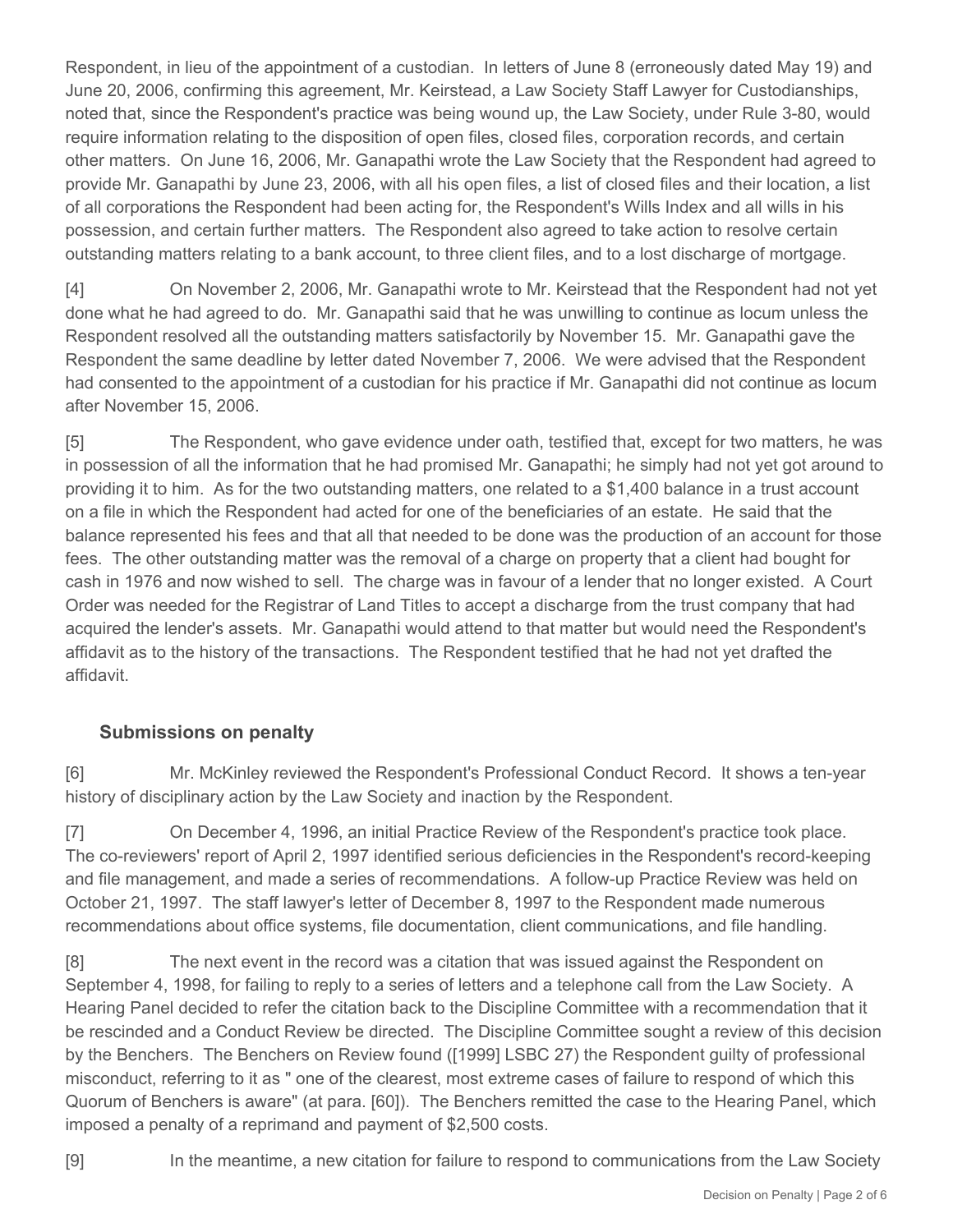Respondent, in lieu of the appointment of a custodian. In letters of June 8 (erroneously dated May 19) and June 20, 2006, confirming this agreement, Mr. Keirstead, a Law Society Staff Lawyer for Custodianships, noted that, since the Respondent's practice was being wound up, the Law Society, under Rule 3-80, would require information relating to the disposition of open files, closed files, corporation records, and certain other matters. On June 16, 2006, Mr. Ganapathi wrote the Law Society that the Respondent had agreed to provide Mr. Ganapathi by June 23, 2006, with all his open files, a list of closed files and their location, a list of all corporations the Respondent had been acting for, the Respondent's Wills Index and all wills in his possession, and certain further matters. The Respondent also agreed to take action to resolve certain outstanding matters relating to a bank account, to three client files, and to a lost discharge of mortgage.

[4] On November 2, 2006, Mr. Ganapathi wrote to Mr. Keirstead that the Respondent had not yet done what he had agreed to do. Mr. Ganapathi said that he was unwilling to continue as locum unless the Respondent resolved all the outstanding matters satisfactorily by November 15. Mr. Ganapathi gave the Respondent the same deadline by letter dated November 7, 2006. We were advised that the Respondent had consented to the appointment of a custodian for his practice if Mr. Ganapathi did not continue as locum after November 15, 2006.

[5] The Respondent, who gave evidence under oath, testified that, except for two matters, he was in possession of all the information that he had promised Mr. Ganapathi; he simply had not yet got around to providing it to him. As for the two outstanding matters, one related to a $1,400 balance in a trust account on a file in which the Respondent had acted for one of the beneficiaries of an estate. He said that the balance represented his fees and that all that needed to be done was the production of an account for those fees. The other outstanding matter was the removal of a charge on property that a client had bought for cash in 1976 and now wished to sell. The charge was in favour of a lender that no longer existed. A Court Order was needed for the Registrar of Land Titles to accept a discharge from the trust company that had acquired the lender's assets. Mr. Ganapathi would attend to that matter but would need the Respondent's affidavit as to the history of the transactions. The Respondent testified that he had not yet drafted the affidavit.

## Submissions on penalty

[6] Mr. McKinley reviewed the Respondent's Professional Conduct Record. It shows a ten-year history of disciplinary action by the Law Society and inaction by the Respondent.

[7] On December 4, 1996, an initial Practice Review of the Respondent's practice took place. The co-reviewers' report of April 2, 1997 identified serious deficiencies in the Respondent's record-keeping and file management, and made a series of recommendations. A follow-up Practice Review was held on October 21, 1997. The staff lawyer's letter of December 8, 1997 to the Respondent made numerous recommendations about office systems, file documentation, client communications, and file handling.

[8] The next event in the record was a citation that was issued against the Respondent on September 4, 1998, for failing to reply to a series of letters and a telephone call from the Law Society. A Hearing Panel decided to refer the citation back to the Discipline Committee with a recommendation that it be rescinded and a Conduct Review be directed. The Discipline Committee sought a review of this decision by the Benchers. The Benchers on Review found ([1999] LSBC 27) the Respondent guilty of professional misconduct, referring to it as " one of the clearest, most extreme cases of failure to respond of which this Quorum of Benchers is aware" (at para. [60]). The Benchers remitted the case to the Hearing Panel, which imposed a penalty of a reprimand and payment of $2,500 costs.

[9] In the meantime, a new citation for failure to respond to communications from the Law Society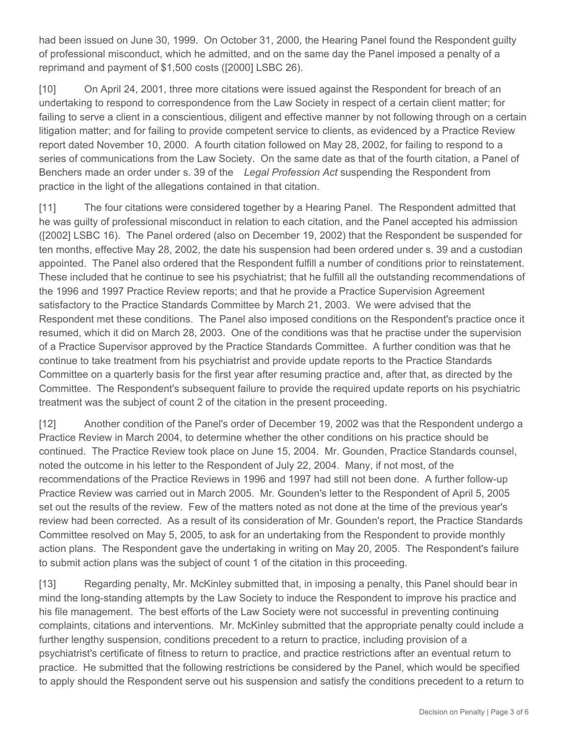had been issued on June 30, 1999. On October 31, 2000, the Hearing Panel found the Respondent guilty of professional misconduct, which he admitted, and on the same day the Panel imposed a penalty of a reprimand and payment of $1,500 costs ([2000] LSBC 26).

[10] On April 24, 2001, three more citations were issued against the Respondent for breach of an undertaking to respond to correspondence from the Law Society in respect of a certain client matter; for failing to serve a client in a conscientious, diligent and effective manner by not following through on a certain litigation matter; and for failing to provide competent service to clients, as evidenced by a Practice Review report dated November 10, 2000. A fourth citation followed on May 28, 2002, for failing to respond to a series of communications from the Law Society. On the same date as that of the fourth citation, a Panel of Benchers made an order under s. 39 of the *Legal Profession Act* suspending the Respondent from practice in the light of the allegations contained in that citation.

[11] The four citations were considered together by a Hearing Panel. The Respondent admitted that he was guilty of professional misconduct in relation to each citation, and the Panel accepted his admission ([2002] LSBC 16). The Panel ordered (also on December 19, 2002) that the Respondent be suspended for ten months, effective May 28, 2002, the date his suspension had been ordered under s. 39 and a custodian appointed. The Panel also ordered that the Respondent fulfill a number of conditions prior to reinstatement. These included that he continue to see his psychiatrist; that he fulfill all the outstanding recommendations of the 1996 and 1997 Practice Review reports; and that he provide a Practice Supervision Agreement satisfactory to the Practice Standards Committee by March 21, 2003. We were advised that the Respondent met these conditions. The Panel also imposed conditions on the Respondent's practice once it resumed, which it did on March 28, 2003. One of the conditions was that he practise under the supervision of a Practice Supervisor approved by the Practice Standards Committee. A further condition was that he continue to take treatment from his psychiatrist and provide update reports to the Practice Standards Committee on a quarterly basis for the first year after resuming practice and, after that, as directed by the Committee. The Respondent's subsequent failure to provide the required update reports on his psychiatric treatment was the subject of count 2 of the citation in the present proceeding.

[12] Another condition of the Panel's order of December 19, 2002 was that the Respondent undergo a Practice Review in March 2004, to determine whether the other conditions on his practice should be continued. The Practice Review took place on June 15, 2004. Mr. Gounden, Practice Standards counsel, noted the outcome in his letter to the Respondent of July 22, 2004. Many, if not most, of the recommendations of the Practice Reviews in 1996 and 1997 had still not been done. A further follow-up Practice Review was carried out in March 2005. Mr. Gounden's letter to the Respondent of April 5, 2005 set out the results of the review. Few of the matters noted as not done at the time of the previous year's review had been corrected. As a result of its consideration of Mr. Gounden's report, the Practice Standards Committee resolved on May 5, 2005, to ask for an undertaking from the Respondent to provide monthly action plans. The Respondent gave the undertaking in writing on May 20, 2005. The Respondent's failure to submit action plans was the subject of count 1 of the citation in this proceeding.

[13] Regarding penalty, Mr. McKinley submitted that, in imposing a penalty, this Panel should bear in mind the long-standing attempts by the Law Society to induce the Respondent to improve his practice and his file management. The best efforts of the Law Society were not successful in preventing continuing complaints, citations and interventions. Mr. McKinley submitted that the appropriate penalty could include a further lengthy suspension, conditions precedent to a return to practice, including provision of a psychiatrist's certificate of fitness to return to practice, and practice restrictions after an eventual return to practice. He submitted that the following restrictions be considered by the Panel, which would be specified to apply should the Respondent serve out his suspension and satisfy the conditions precedent to a return to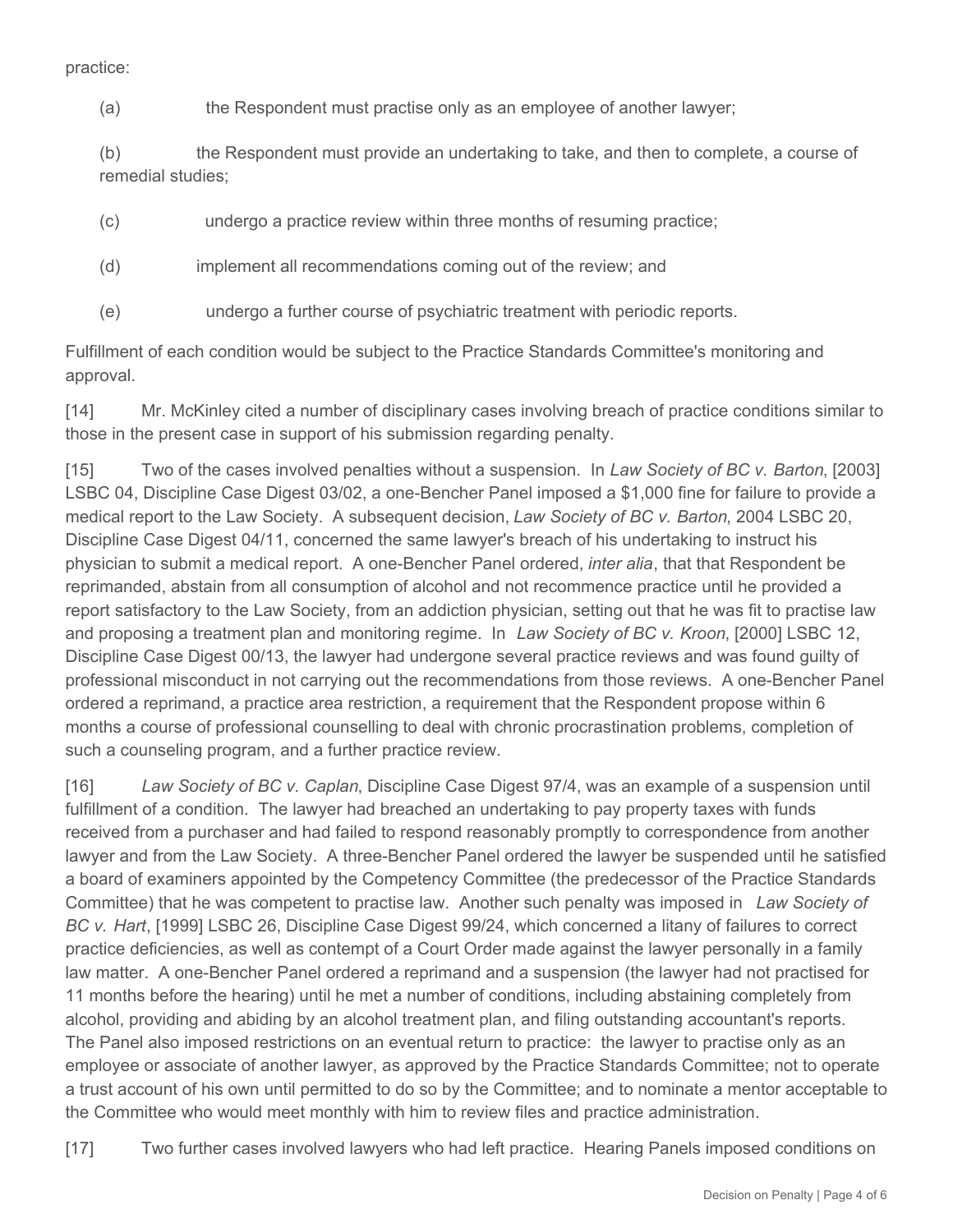practice:

(a) the Respondent must practise only as an employee of another lawyer;

(b) the Respondent must provide an undertaking to take, and then to complete, a course of remedial studies;

(c) undergo a practice review within three months of resuming practice;

(d) implement all recommendations coming out of the review; and

(e) undergo a further course of psychiatric treatment with periodic reports.

Fulfillment of each condition would be subject to the Practice Standards Committee's monitoring and approval.

[14] Mr. McKinley cited a number of disciplinary cases involving breach of practice conditions similar to those in the present case in support of his submission regarding penalty.

[15] Two of the cases involved penalties without a suspension. In *Law Society of BC v. Barton*, [2003] LSBC 04, Discipline Case Digest 03/02, a one-Bencher Panel imposed a $1,000 fine for failure to provide a medical report to the Law Society. A subsequent decision, *Law Society of BC v. Barton*, 2004 LSBC 20, Discipline Case Digest 04/11, concerned the same lawyer's breach of his undertaking to instruct his physician to submit a medical report. A one-Bencher Panel ordered, *inter alia*, that that Respondent be reprimanded, abstain from all consumption of alcohol and not recommence practice until he provided a report satisfactory to the Law Society, from an addiction physician, setting out that he was fit to practise law and proposing a treatment plan and monitoring regime. In *Law Society of BC v. Kroon*, [2000] LSBC 12, Discipline Case Digest 00/13, the lawyer had undergone several practice reviews and was found guilty of professional misconduct in not carrying out the recommendations from those reviews. A one-Bencher Panel ordered a reprimand, a practice area restriction, a requirement that the Respondent propose within 6 months a course of professional counselling to deal with chronic procrastination problems, completion of such a counseling program, and a further practice review.

[16] *Law Society of BC v. Caplan*, Discipline Case Digest 97/4, was an example of a suspension until fulfillment of a condition. The lawyer had breached an undertaking to pay property taxes with funds received from a purchaser and had failed to respond reasonably promptly to correspondence from another lawyer and from the Law Society. A three-Bencher Panel ordered the lawyer be suspended until he satisfied a board of examiners appointed by the Competency Committee (the predecessor of the Practice Standards Committee) that he was competent to practise law. Another such penalty was imposed in *Law Society of BC v. Hart*, [1999] LSBC 26, Discipline Case Digest 99/24, which concerned a litany of failures to correct practice deficiencies, as well as contempt of a Court Order made against the lawyer personally in a family law matter. A one-Bencher Panel ordered a reprimand and a suspension (the lawyer had not practised for 11 months before the hearing) until he met a number of conditions, including abstaining completely from alcohol, providing and abiding by an alcohol treatment plan, and filing outstanding accountant's reports. The Panel also imposed restrictions on an eventual return to practice: the lawyer to practise only as an employee or associate of another lawyer, as approved by the Practice Standards Committee; not to operate a trust account of his own until permitted to do so by the Committee; and to nominate a mentor acceptable to the Committee who would meet monthly with him to review files and practice administration.

[17] Two further cases involved lawyers who had left practice. Hearing Panels imposed conditions on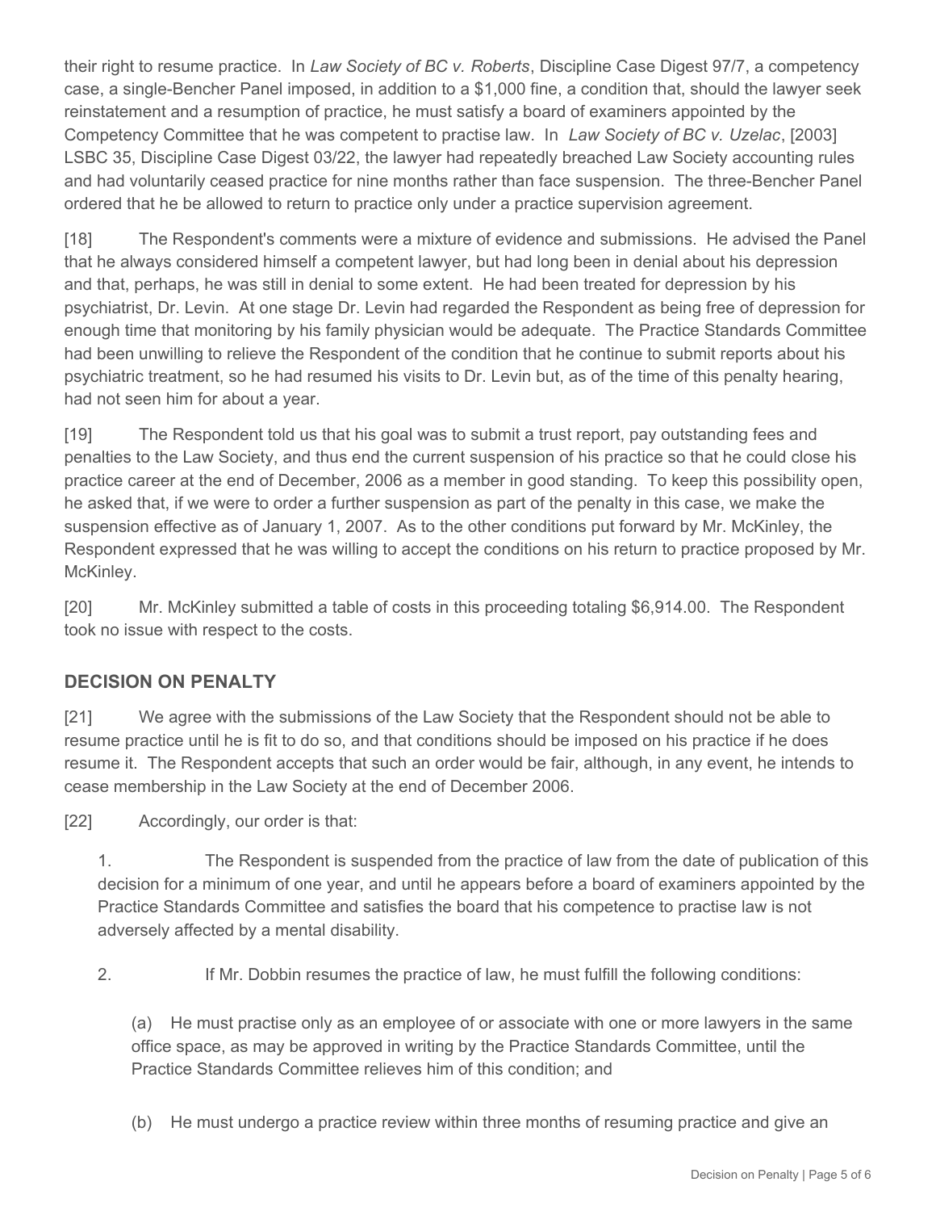their right to resume practice. In *Law Society of BC v. Roberts*, Discipline Case Digest 97/7, a competency case, a single-Bencher Panel imposed, in addition to a $1,000 fine, a condition that, should the lawyer seek reinstatement and a resumption of practice, he must satisfy a board of examiners appointed by the Competency Committee that he was competent to practise law. In *Law Society of BC v. Uzelac*, [2003] LSBC 35, Discipline Case Digest 03/22, the lawyer had repeatedly breached Law Society accounting rules and had voluntarily ceased practice for nine months rather than face suspension. The three-Bencher Panel ordered that he be allowed to return to practice only under a practice supervision agreement.

[18] The Respondent's comments were a mixture of evidence and submissions. He advised the Panel that he always considered himself a competent lawyer, but had long been in denial about his depression and that, perhaps, he was still in denial to some extent. He had been treated for depression by his psychiatrist, Dr. Levin. At one stage Dr. Levin had regarded the Respondent as being free of depression for enough time that monitoring by his family physician would be adequate. The Practice Standards Committee had been unwilling to relieve the Respondent of the condition that he continue to submit reports about his psychiatric treatment, so he had resumed his visits to Dr. Levin but, as of the time of this penalty hearing, had not seen him for about a year.

[19] The Respondent told us that his goal was to submit a trust report, pay outstanding fees and penalties to the Law Society, and thus end the current suspension of his practice so that he could close his practice career at the end of December, 2006 as a member in good standing. To keep this possibility open, he asked that, if we were to order a further suspension as part of the penalty in this case, we make the suspension effective as of January 1, 2007. As to the other conditions put forward by Mr. McKinley, the Respondent expressed that he was willing to accept the conditions on his return to practice proposed by Mr. McKinley.

[20] Mr. McKinley submitted a table of costs in this proceeding totaling $6,914.00. The Respondent took no issue with respect to the costs.

## DECISION ON PENALTY

[21] We agree with the submissions of the Law Society that the Respondent should not be able to resume practice until he is fit to do so, and that conditions should be imposed on his practice if he does resume it. The Respondent accepts that such an order would be fair, although, in any event, he intends to cease membership in the Law Society at the end of December 2006.

[22] Accordingly, our order is that:

1. The Respondent is suspended from the practice of law from the date of publication of this decision for a minimum of one year, and until he appears before a board of examiners appointed by the Practice Standards Committee and satisfies the board that his competence to practise law is not adversely affected by a mental disability.

2. If Mr. Dobbin resumes the practice of law, he must fulfill the following conditions:

   (a) He must practise only as an employee of or associate with one or more lawyers in the same office space, as may be approved in writing by the Practice Standards Committee, until the Practice Standards Committee relieves him of this condition; and

   (b) He must undergo a practice review within three months of resuming practice and give an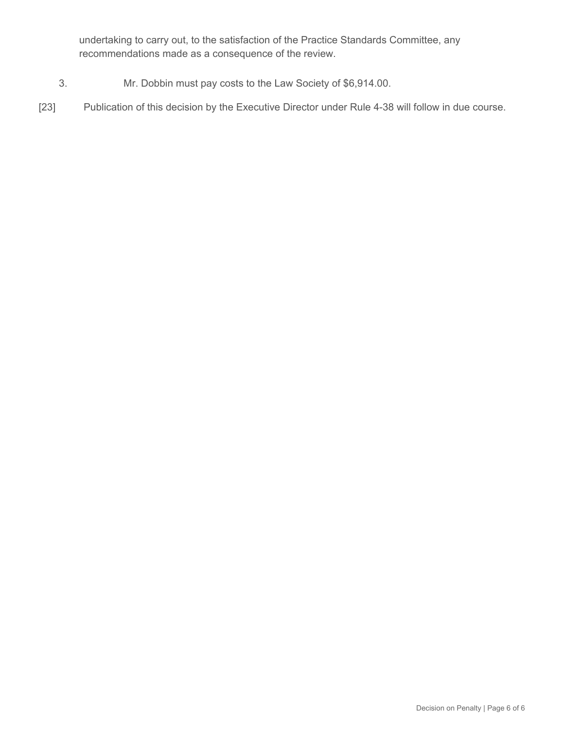undertaking to carry out, to the satisfaction of the Practice Standards Committee, any recommendations made as a consequence of the review.

3. Mr. Dobbin must pay costs to the Law Society of $6,914.00.

[23] Publication of this decision by the Executive Director under Rule 4-38 will follow in due course.